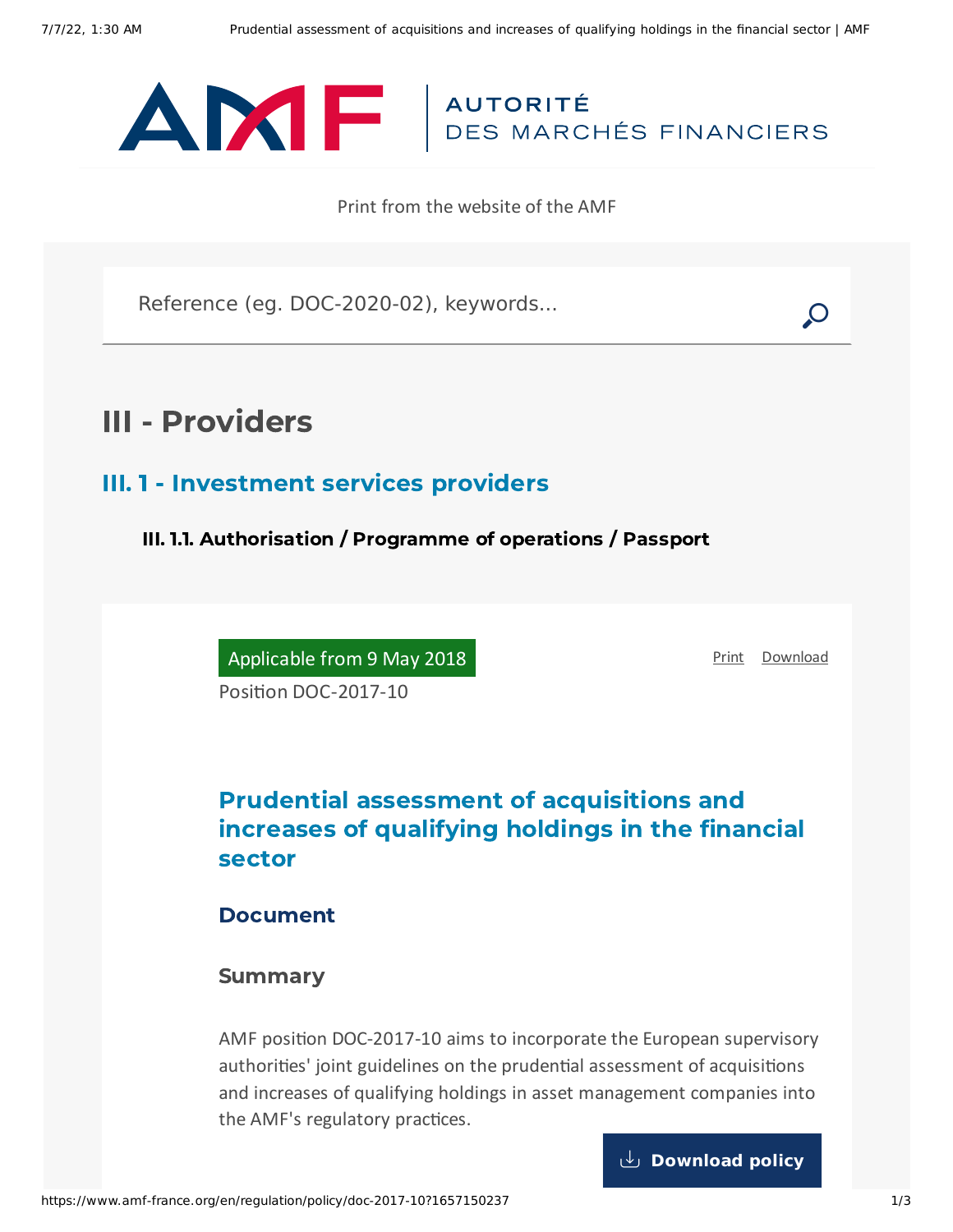AUTORITÉ DES MARCHÉS FINANCIERS

Print from the website of the AMF

Reference (eg. DOC-2020-02), keywords...

# III - Providers

## III. 1 - Investment services providers

### III. 1.1. Authorisation / Programme of operations / Passport

Applicable from 9 May 2018

Print Download

Position DOC-2017-10

## Prudential assessment of acquisitions and increases of qualifying holdings in the financial sector

### Document

#### Summary

AMF position DOC-2017-10 aims to incorporate the European supervisory authorities' joint guidelines on the prudential assessment of acquisitions and increases of qualifying holdings in asset management companies into the AMF's regulatory practices.

Download policy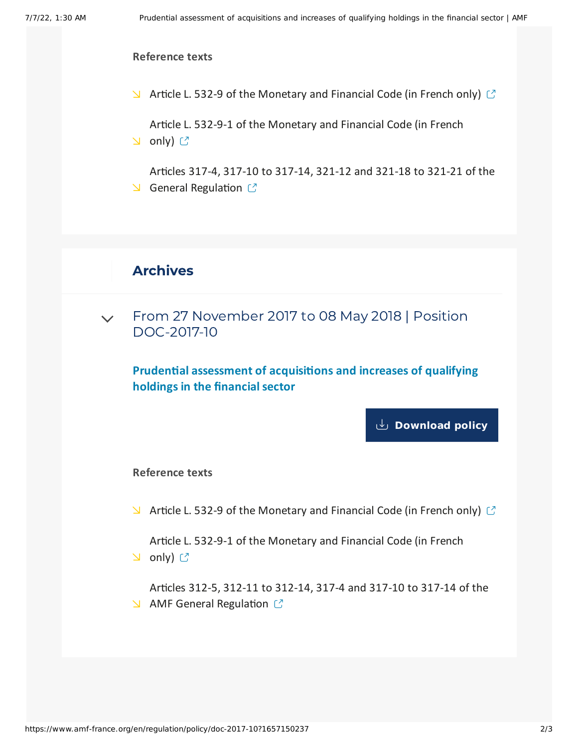**Reference texts**

- Article L. 532-9 of the Monetary and Financial Code (in French only)
- Article L. 532-9-1 of the Monetary and Financial Code (in French only)
- Articles 317-4, 317-10 to 317-14, 321-12 and 321-18 to 321-21 of the General Regulation

## Archives

### From 27 November 2017 to 08 May 2018 | Position DOC-2017-10

**Prudential assessment of acquisitions and increases of qualifying holdings in the financial sector**

**Download policy**

**Reference texts**

- Article L. 532-9 of the Monetary and Financial Code (in French only)
- Article L. 532-9-1 of the Monetary and Financial Code (in French only)
- Articles 312-5, 312-11 to 312-14, 317-4 and 317-10 to 317-14 of the AMF General Regulation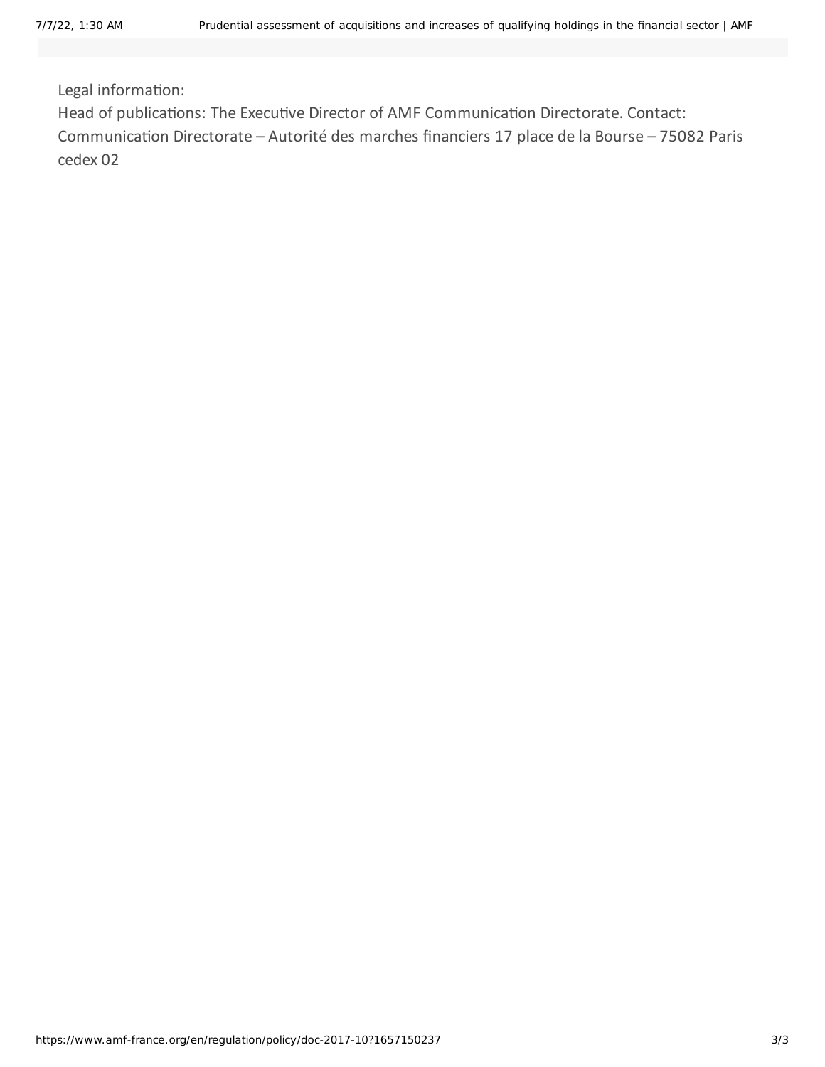Legal information:

Head of publications: The Executive Director of AMF Communication Directorate. Contact: Communication Directorate – Autorité des marches financiers 17 place de la Bourse – 75082 Paris cedex 02